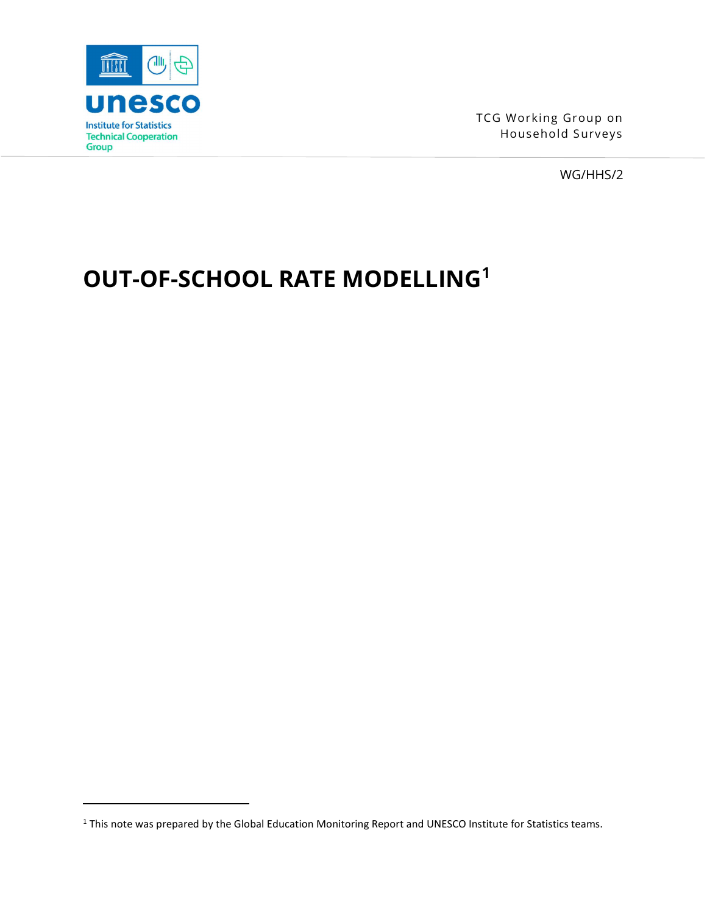unesco

Institute for Statistics
Technical Cooperation Group

TCG Working Group on Household Surveys

WG/HHS/2

# OUT-OF-SCHOOL RATE MODELLING[1]

[1] This note was prepared by the Global Education Monitoring Report and UNESCO Institute for Statistics teams.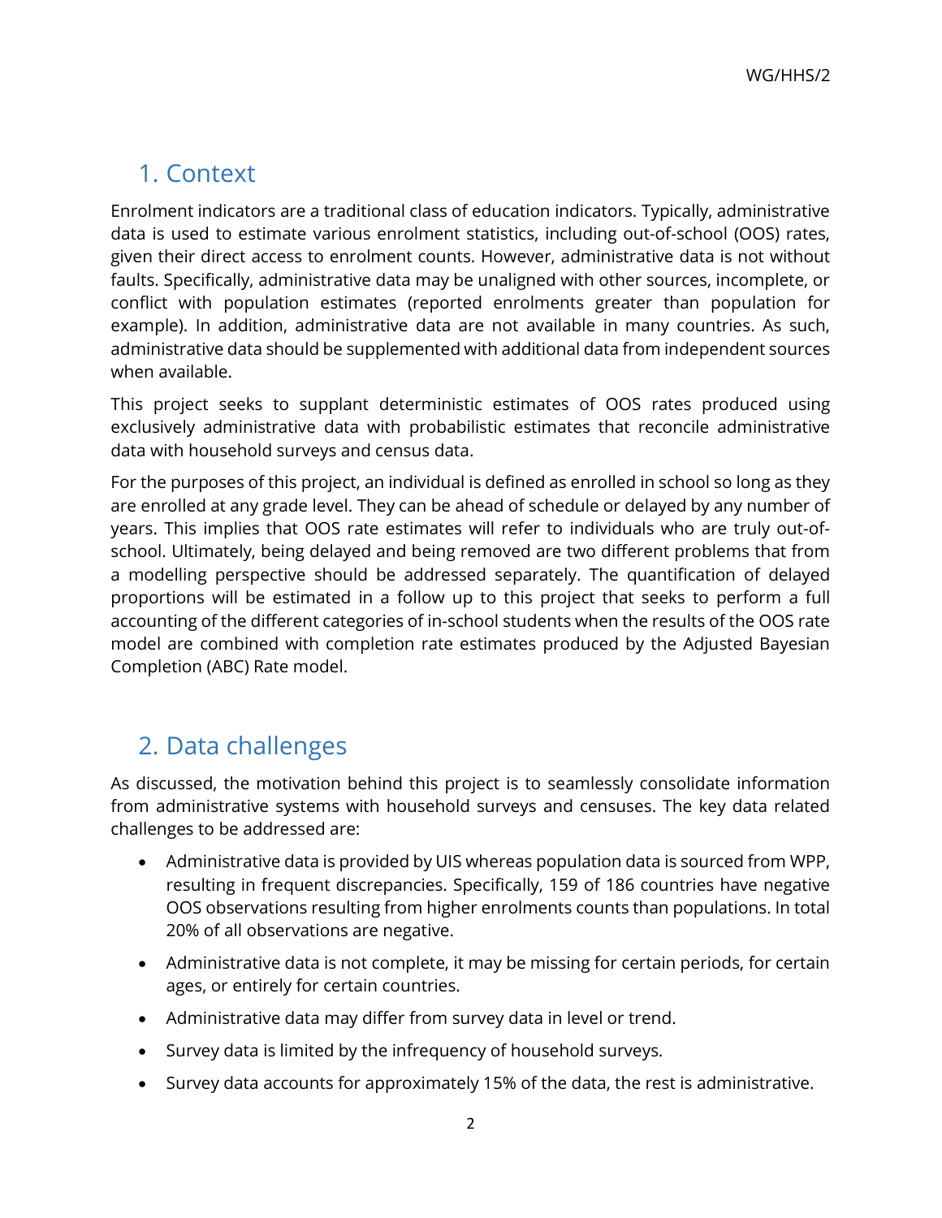## 1. Context

Enrolment indicators are a traditional class of education indicators. Typically, administrative data is used to estimate various enrolment statistics, including out-of-school (OOS) rates, given their direct access to enrolment counts. However, administrative data is not without faults. Specifically, administrative data may be unaligned with other sources, incomplete, or conflict with population estimates (reported enrolments greater than population for example). In addition, administrative data are not available in many countries. As such, administrative data should be supplemented with additional data from independent sources when available.

This project seeks to supplant deterministic estimates of OOS rates produced using exclusively administrative data with probabilistic estimates that reconcile administrative data with household surveys and census data.

For the purposes of this project, an individual is defined as enrolled in school so long as they are enrolled at any grade level. They can be ahead of schedule or delayed by any number of years. This implies that OOS rate estimates will refer to individuals who are truly out-of-school. Ultimately, being delayed and being removed are two different problems that from a modelling perspective should be addressed separately. The quantification of delayed proportions will be estimated in a follow up to this project that seeks to perform a full accounting of the different categories of in-school students when the results of the OOS rate model are combined with completion rate estimates produced by the Adjusted Bayesian Completion (ABC) Rate model.

## 2. Data challenges

As discussed, the motivation behind this project is to seamlessly consolidate information from administrative systems with household surveys and censuses. The key data related challenges to be addressed are:

- Administrative data is provided by UIS whereas population data is sourced from WPP, resulting in frequent discrepancies. Specifically, 159 of 186 countries have negative OOS observations resulting from higher enrolments counts than populations. In total 20% of all observations are negative.
- Administrative data is not complete, it may be missing for certain periods, for certain ages, or entirely for certain countries.
- Administrative data may differ from survey data in level or trend.
- Survey data is limited by the infrequency of household surveys.
- Survey data accounts for approximately 15% of the data, the rest is administrative.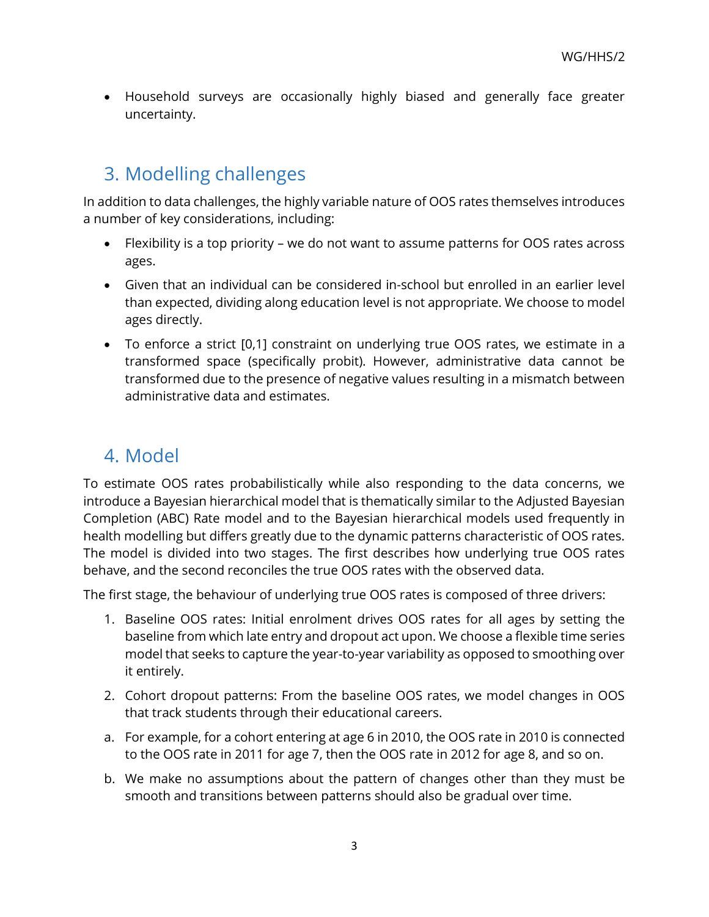- Household surveys are occasionally highly biased and generally face greater uncertainty.

## 3. Modelling challenges

In addition to data challenges, the highly variable nature of OOS rates themselves introduces a number of key considerations, including:

- Flexibility is a top priority – we do not want to assume patterns for OOS rates across ages.
- Given that an individual can be considered in-school but enrolled in an earlier level than expected, dividing along education level is not appropriate. We choose to model ages directly.
- To enforce a strict [0,1] constraint on underlying true OOS rates, we estimate in a transformed space (specifically probit). However, administrative data cannot be transformed due to the presence of negative values resulting in a mismatch between administrative data and estimates.

## 4. Model

To estimate OOS rates probabilistically while also responding to the data concerns, we introduce a Bayesian hierarchical model that is thematically similar to the Adjusted Bayesian Completion (ABC) Rate model and to the Bayesian hierarchical models used frequently in health modelling but differs greatly due to the dynamic patterns characteristic of OOS rates. The model is divided into two stages. The first describes how underlying true OOS rates behave, and the second reconciles the true OOS rates with the observed data.

The first stage, the behaviour of underlying true OOS rates is composed of three drivers:

1. Baseline OOS rates: Initial enrolment drives OOS rates for all ages by setting the baseline from which late entry and dropout act upon. We choose a flexible time series model that seeks to capture the year-to-year variability as opposed to smoothing over it entirely.
2. Cohort dropout patterns: From the baseline OOS rates, we model changes in OOS that track students through their educational careers.

a. For example, for a cohort entering at age 6 in 2010, the OOS rate in 2010 is connected to the OOS rate in 2011 for age 7, then the OOS rate in 2012 for age 8, and so on.

b. We make no assumptions about the pattern of changes other than they must be smooth and transitions between patterns should also be gradual over time.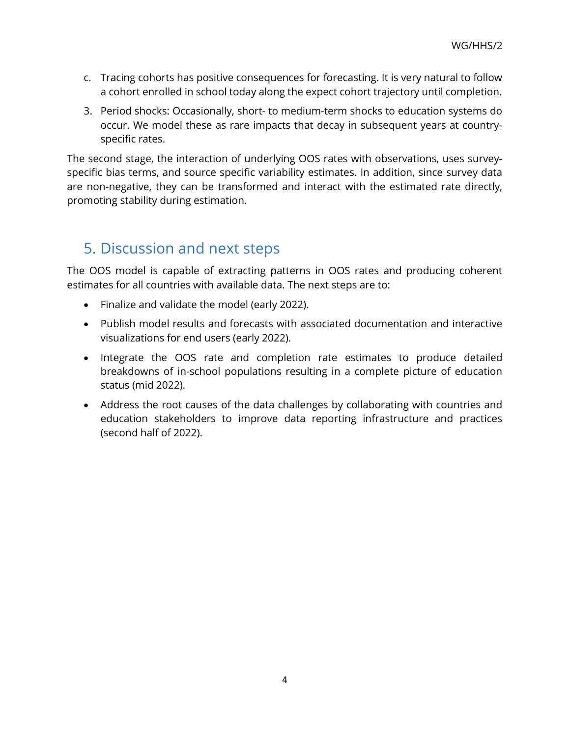c. Tracing cohorts has positive consequences for forecasting. It is very natural to follow a cohort enrolled in school today along the expect cohort trajectory until completion.

3. Period shocks: Occasionally, short- to medium-term shocks to education systems do occur. We model these as rare impacts that decay in subsequent years at country-specific rates.

The second stage, the interaction of underlying OOS rates with observations, uses survey-specific bias terms, and source specific variability estimates. In addition, since survey data are non-negative, they can be transformed and interact with the estimated rate directly, promoting stability during estimation.

## 5. Discussion and next steps

The OOS model is capable of extracting patterns in OOS rates and producing coherent estimates for all countries with available data. The next steps are to:

- Finalize and validate the model (early 2022).
- Publish model results and forecasts with associated documentation and interactive visualizations for end users (early 2022).
- Integrate the OOS rate and completion rate estimates to produce detailed breakdowns of in-school populations resulting in a complete picture of education status (mid 2022).
- Address the root causes of the data challenges by collaborating with countries and education stakeholders to improve data reporting infrastructure and practices (second half of 2022).